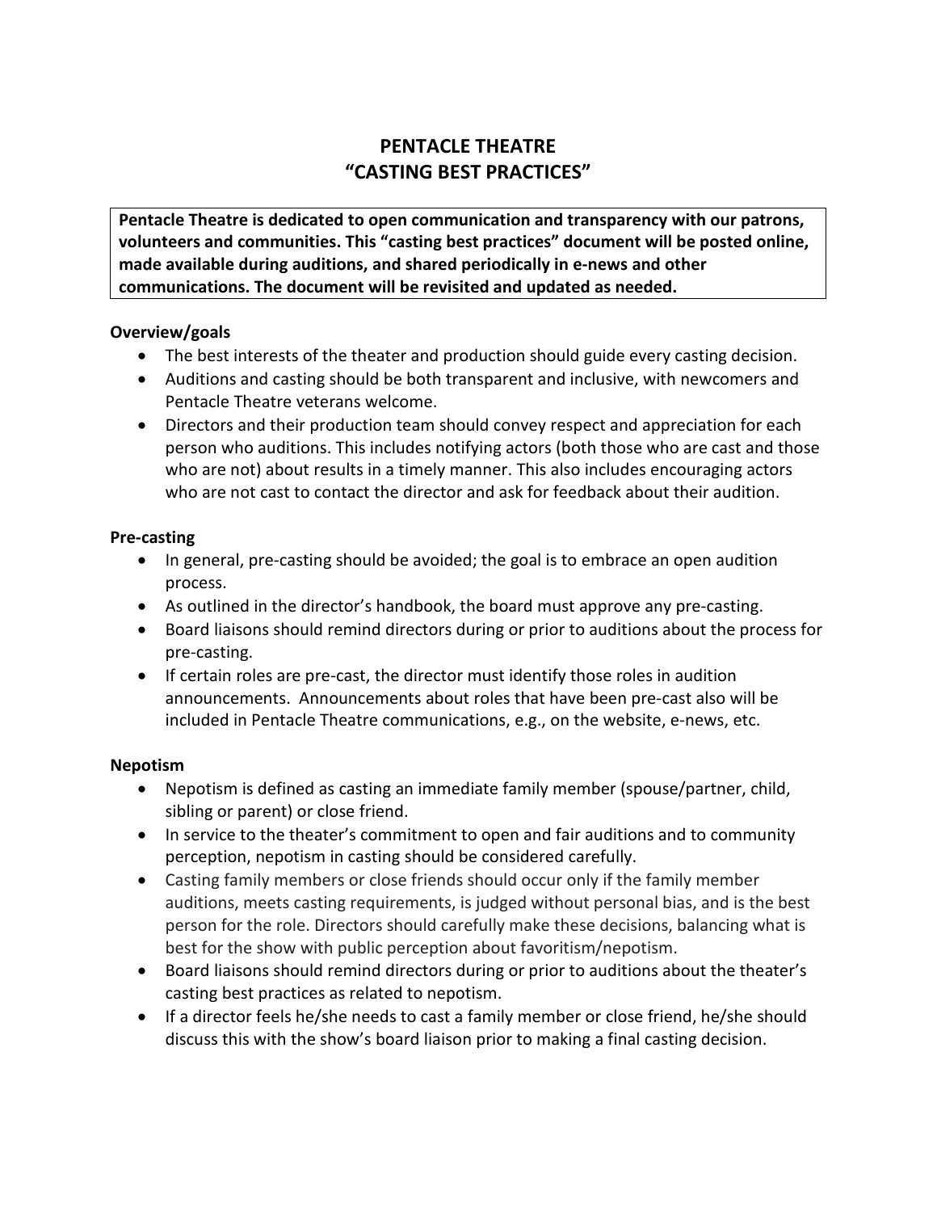# PENTACLE THEATRE
# "CASTING BEST PRACTICES"

**Pentacle Theatre is dedicated to open communication and transparency with our patrons, volunteers and communities. This "casting best practices" document will be posted online, made available during auditions, and shared periodically in e-news and other communications. The document will be revisited and updated as needed.**

### Overview/goals

- The best interests of the theater and production should guide every casting decision.
- Auditions and casting should be both transparent and inclusive, with newcomers and Pentacle Theatre veterans welcome.
- Directors and their production team should convey respect and appreciation for each person who auditions. This includes notifying actors (both those who are cast and those who are not) about results in a timely manner. This also includes encouraging actors who are not cast to contact the director and ask for feedback about their audition.

### Pre-casting

- In general, pre-casting should be avoided; the goal is to embrace an open audition process.
- As outlined in the director's handbook, the board must approve any pre-casting.
- Board liaisons should remind directors during or prior to auditions about the process for pre-casting.
- If certain roles are pre-cast, the director must identify those roles in audition announcements. Announcements about roles that have been pre-cast also will be included in Pentacle Theatre communications, e.g., on the website, e-news, etc.

### Nepotism

- Nepotism is defined as casting an immediate family member (spouse/partner, child, sibling or parent) or close friend.
- In service to the theater's commitment to open and fair auditions and to community perception, nepotism in casting should be considered carefully.
- Casting family members or close friends should occur only if the family member auditions, meets casting requirements, is judged without personal bias, and is the best person for the role. Directors should carefully make these decisions, balancing what is best for the show with public perception about favoritism/nepotism.
- Board liaisons should remind directors during or prior to auditions about the theater's casting best practices as related to nepotism.
- If a director feels he/she needs to cast a family member or close friend, he/she should discuss this with the show's board liaison prior to making a final casting decision.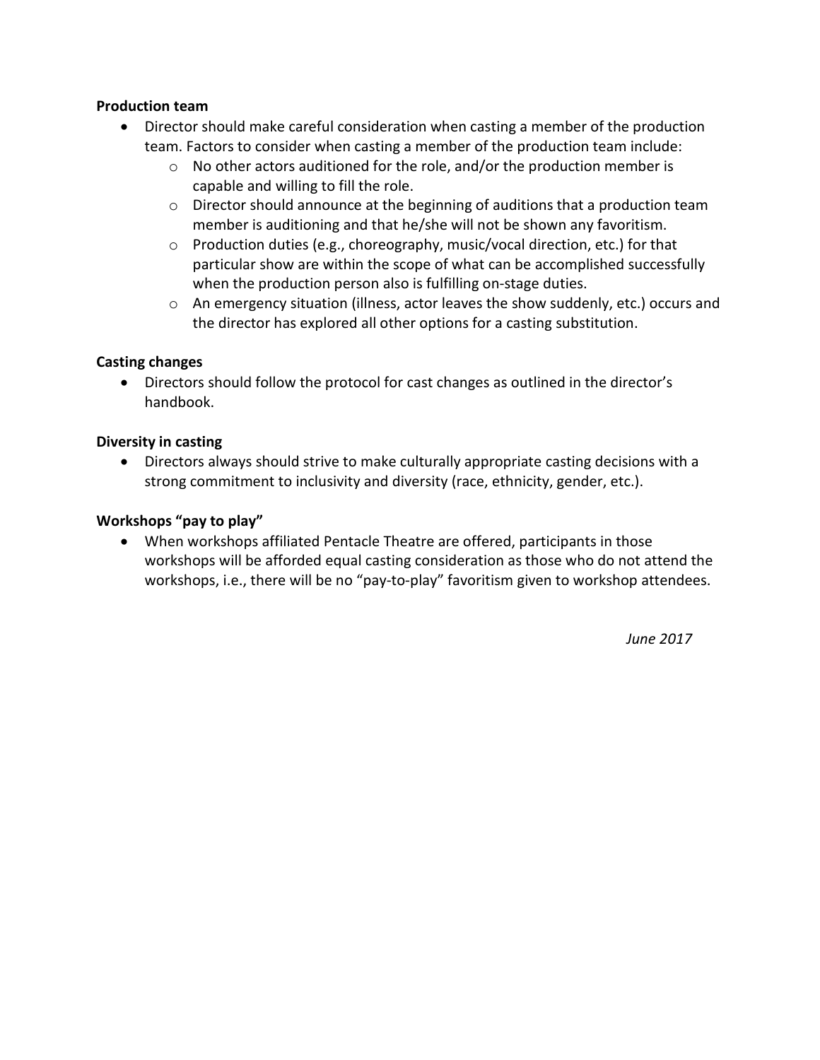**Production team**

- Director should make careful consideration when casting a member of the production team. Factors to consider when casting a member of the production team include:
  - No other actors auditioned for the role, and/or the production member is capable and willing to fill the role.
  - Director should announce at the beginning of auditions that a production team member is auditioning and that he/she will not be shown any favoritism.
  - Production duties (e.g., choreography, music/vocal direction, etc.) for that particular show are within the scope of what can be accomplished successfully when the production person also is fulfilling on-stage duties.
  - An emergency situation (illness, actor leaves the show suddenly, etc.) occurs and the director has explored all other options for a casting substitution.

**Casting changes**

- Directors should follow the protocol for cast changes as outlined in the director's handbook.

**Diversity in casting**

- Directors always should strive to make culturally appropriate casting decisions with a strong commitment to inclusivity and diversity (race, ethnicity, gender, etc.).

**Workshops "pay to play"**

- When workshops affiliated Pentacle Theatre are offered, participants in those workshops will be afforded equal casting consideration as those who do not attend the workshops, i.e., there will be no "pay-to-play" favoritism given to workshop attendees.

*June 2017*